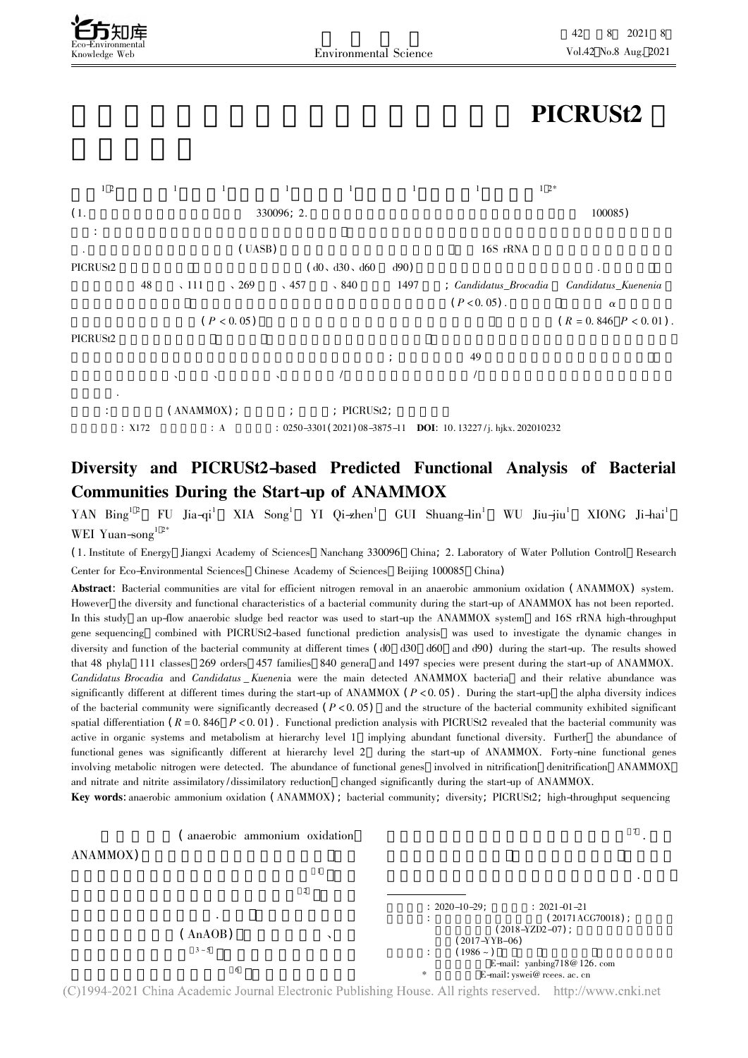# PICRUSt2

(1. 330096; 2. 100085)

(UASB) 16S rRNA PICRUSt2 (d0、d30、d60 d90). 48 、111 、269 、457 、840 1497 ; *Candidatus_Brocadia* *Candidatus_Kuenenia* ($P < 0.05$). $\alpha$ ($P < 0.05$) ($R = 0.846$ $P < 0.01$). PICRUSt2 ; 49 、 、 、 / / .

: (ANAMMOX); ; ; PICRUSt2;

: X172 : A : 0250-3301(2021)08-3875-11 **DOI**: 10.13227/j.hjkx.202010232

## Diversity and PICRUSt2-based Predicted Functional Analysis of Bacterial Communities During the Start-up of ANAMMOX

YAN Bing[1,2], FU Jia-qi[1], XIA Song[1], YI Qi-zhen[1], GUI Shuang-lin[1], WU Jiu-jiu[1], XIONG Ji-hai[1], WEI Yuan-song[1,2*]

(1. Institute of Energy, Jiangxi Academy of Sciences, Nanchang 330096, China; 2. Laboratory of Water Pollution Control, Research Center for Eco-Environmental Sciences, Chinese Academy of Sciences, Beijing 100085, China)

**Abstract**: Bacterial communities are vital for efficient nitrogen removal in an anaerobic ammonium oxidation (ANAMMOX) system. However, the diversity and functional characteristics of a bacterial community during the start-up of ANAMMOX has not been reported. In this study, an up-flow anaerobic sludge bed reactor was used to start-up the ANAMMOX system, and 16S rRNA high-throughput gene sequencing, combined with PICRUSt2-based functional prediction analysis, was used to investigate the dynamic changes in diversity and function of the bacterial community at different times (d0, d30, d60, and d90) during the start-up. The results showed that 48 phyla, 111 classes, 269 orders, 457 families, 840 genera, and 1497 species were present during the start-up of ANAMMOX. *Candidatus Brocadia* and *Candidatus_Kuenenia* were the main detected ANAMMOX bacteria, and their relative abundance was significantly different at different times during the start-up of ANAMMOX ($P < 0.05$). During the start-up, the alpha diversity indices of the bacterial community were significantly decreased ($P < 0.05$), and the structure of the bacterial community exhibited significant spatial differentiation ($R = 0.846$, $P < 0.01$). Functional prediction analysis with PICRUSt2 revealed that the bacterial community was active in organic systems and metabolism at hierarchy level 1, implying abundant functional diversity. Further, the abundance of functional genes was significantly different at hierarchy level 2 during the start-up of ANAMMOX. Forty-nine functional genes involving metabolic nitrogen were detected. The abundance of functional genes, involved in nitrification, denitrification, ANAMMOX, and nitrate and nitrite assimilatory/dissimilatory reduction, changed significantly during the start-up of ANAMMOX.

**Key words**: anaerobic ammonium oxidation (ANAMMOX); bacterial community; diversity; PICRUSt2; high-throughput sequencing

(anaerobic ammonium oxidation, ANAMMOX) [1] [2] . (AnAOB) 、 [3~5] [6] [7].

: 2020-10-29; : 2021-01-21
: (20171ACG70018); (2018-YZD2-07); (2017-YYB-06)
: (1986~) E-mail: yanbing718@126.com
\* E-mail: yswei@rcees.ac.cn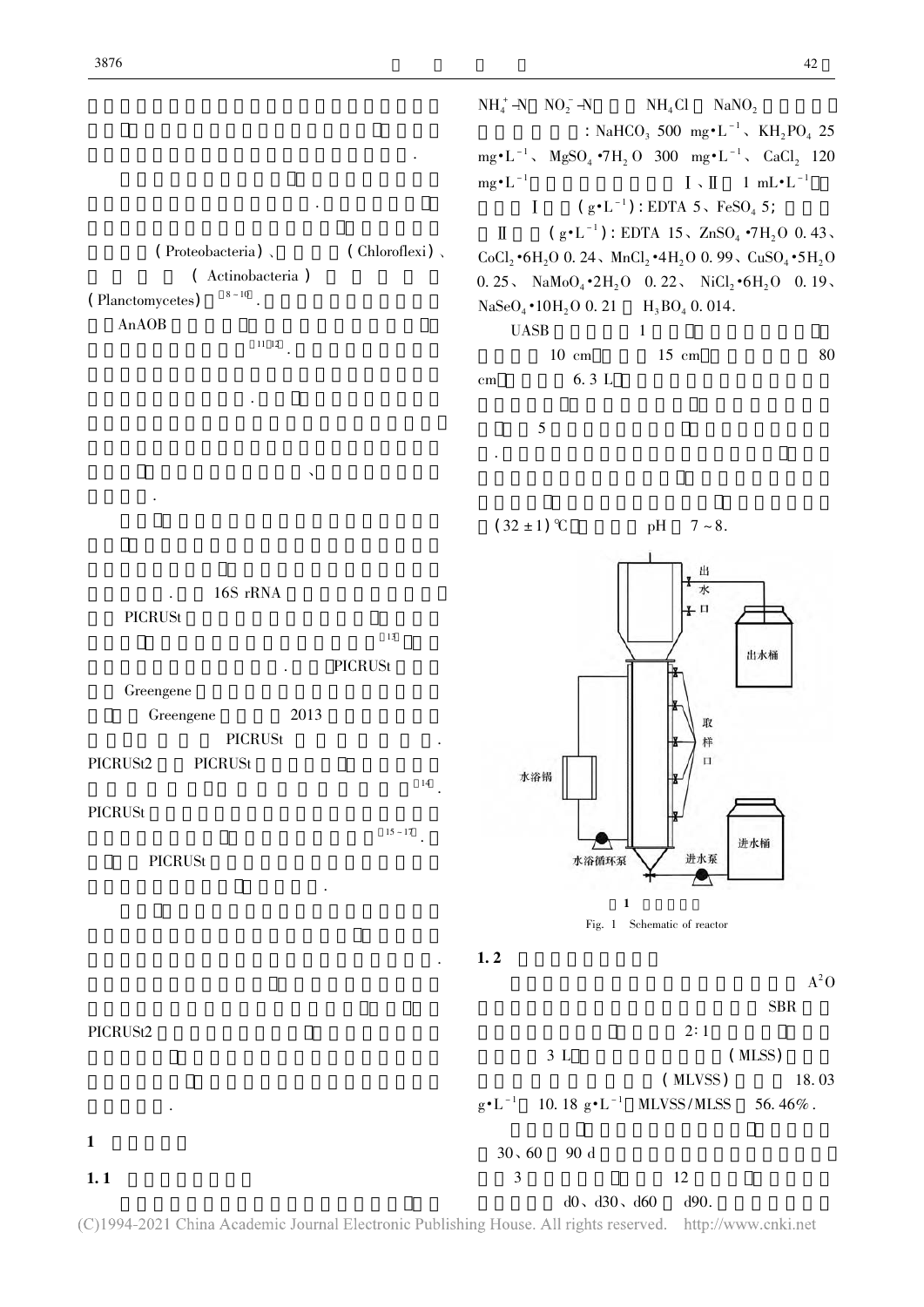(Proteobacteria)、 (Chloroflexi)、 (Actinobacteria) (Planctomycetes) [8-10]. AnAOB [11,12].

16S rRNA PICRUSt [13]. PICRUSt Greengene Greengene 2013 PICRUSt. PICRUSt2 PICRUSt [14]. PICRUSt [15-17]. PICRUSt.

PICRUSt2.

# 1

## 1.1

$NH_4^+$-N $NO_2^-$-N $NH_4Cl$ $NaNO_2$ : $NaHCO_3$ 500 $mg \cdot L^{-1}$、$KH_2PO_4$ 25 $mg \cdot L^{-1}$、$MgSO_4 \cdot 7H_2O$ 300 $mg \cdot L^{-1}$、$CaCl_2$ 120 $mg \cdot L^{-1}$ Ⅰ、Ⅱ 1 $mL \cdot L^{-1}$ Ⅰ ($g \cdot L^{-1}$): EDTA 5、$FeSO_4$ 5; Ⅱ ($g \cdot L^{-1}$): EDTA 15、$ZnSO_4 \cdot 7H_2O$ 0.43、$CoCl_2 \cdot 6H_2O$ 0.24、$MnCl_2 \cdot 4H_2O$ 0.99、$CuSO_4 \cdot 5H_2O$ 0.25、$NaMoO_4 \cdot 2H_2O$ 0.22、$NiCl_2 \cdot 6H_2O$ 0.19、$NaSeO_4 \cdot 10H_2O$ 0.21 $H_3BO_4$ 0.014.

UASB 1 10 cm 15 cm 80 cm 6.3 L 5 . (32 ± 1)℃ pH 7 ~ 8.

1

Fig. 1 Schematic of reactor

## 1.2

$A^2O$ SBR 2∶1 3 L (MLSS) (MLVSS) 18.03 $g \cdot L^{-1}$ 10.18 $g \cdot L^{-1}$ MLVSS/MLSS 56.46%. 30、60 90 d 3 12 d0、d30、d60 d90.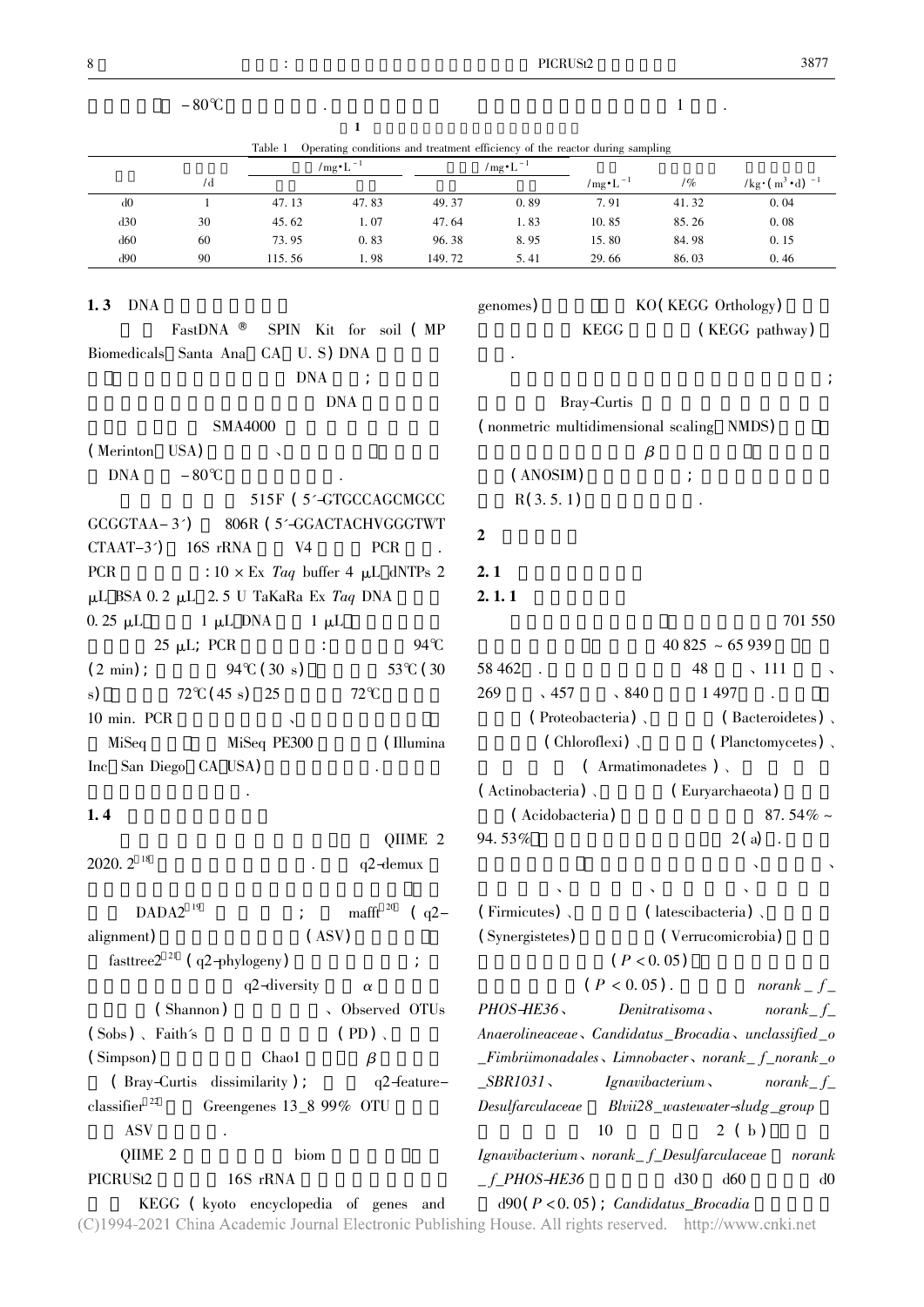−80℃ . 1 .

**1**

Table 1 Operating conditions and treatment efficiency of the reactor during sampling

| | /d | /mg·L⁻¹ | | /mg·L⁻¹ | | /mg·L⁻¹ | /% | /kg·(m³·d)⁻¹ |
|---|---|---|---|---|---|---|---|---|
| d0 | 1 | 47.13 | 47.83 | 49.37 | 0.89 | 7.91 | 41.32 | 0.04 |
| d30 | 30 | 45.62 | 1.07 | 47.64 | 1.83 | 10.85 | 85.26 | 0.08 |
| d60 | 60 | 73.95 | 0.83 | 96.38 | 8.95 | 15.80 | 84.98 | 0.15 |
| d90 | 90 | 115.56 | 1.98 | 149.72 | 5.41 | 29.66 | 86.03 | 0.46 |

**1.3 DNA**

FastDNA ® SPIN Kit for soil (MP Biomedicals Santa Ana CA U.S) DNA DNA ; DNA SMA4000 (Merinton USA) 、 DNA −80℃ .

515F (5′-GTGCCAGCMGCCGCGGTAA-3′) 806R (5′-GGACTACHVGGGTWTCTAAT-3′) 16S rRNA V4 PCR . PCR : 10 × Ex *Taq* buffer 4 μL dNTPs 2 μL BSA 0.2 μL 2.5 U TaKaRa Ex *Taq* DNA 0.25 μL 1 μL DNA 1 μL 25 μL; PCR : 94℃ (2 min); 94℃ (30 s) 53℃ (30 s) 72℃ (45 s) 25 72℃ 10 min. PCR 、 MiSeq MiSeq PE300 (Illumina Inc San Diego CA USA) . .

**1.4**

QIIME 2 2020.2[18] . q2-demux DADA2[19] ; mafft[20] (q2-alignment) (ASV) fasttree2[21] (q2-phylogeny) ; q2-diversity α (Shannon) 、 Observed OTUs (Sobs) 、 Faith′s (PD) 、 (Simpson) Chao1 β (Bray-Curtis dissimilarity); q2-feature-classifier[22] Greengenes 13_8 99% OTU ASV .

QIIME 2 biom PICRUSt2 16S rRNA KEGG (kyoto encyclopedia of genes and genomes) KO (KEGG Orthology) KEGG (KEGG pathway) .

; Bray-Curtis (nonmetric multidimensional scaling NMDS) β (ANOSIM) ; R(3.5.1) .

## 2

**2.1**

**2.1.1**

701 550 40 825 ~ 65 939 58 462 . 48 、111 、269 、457 、840 1 497 . (Proteobacteria) 、 (Bacteroidetes) 、 (Chloroflexi) 、 (Planctomycetes) 、 (Armatimonadetes) 、 (Actinobacteria) 、 (Euryarchaeota) (Acidobacteria) 87.54% ~ 94.53% 2(a) . 、 、 、 、 、 (Firmicutes) 、 (latescibacteria) 、 (Synergistetes) (Verrucomicrobia) ($P < 0.05$) ($P < 0.05$). *norank_f_PHOS-HE36* 、 *Denitratisoma* 、 *norank_f_Anaerolineaceae* 、 *Candidatus_Brocadia* 、 *unclassified_o_Fimbriimonadales* 、 *Limnobacter* 、 *norank_f_norank_o_SBR1031* 、 *Ignavibacterium* 、 *norank_f_Desulfarculaceae* *Blvii28_wastewater-sludge_group* 10 2(b) *Ignavibacterium* 、 *norank_f_Desulfarculaceae* *norank_f_PHOS-HE36* d30 d60 d0 d90 ($P < 0.05$); *Candidatus_Brocadia*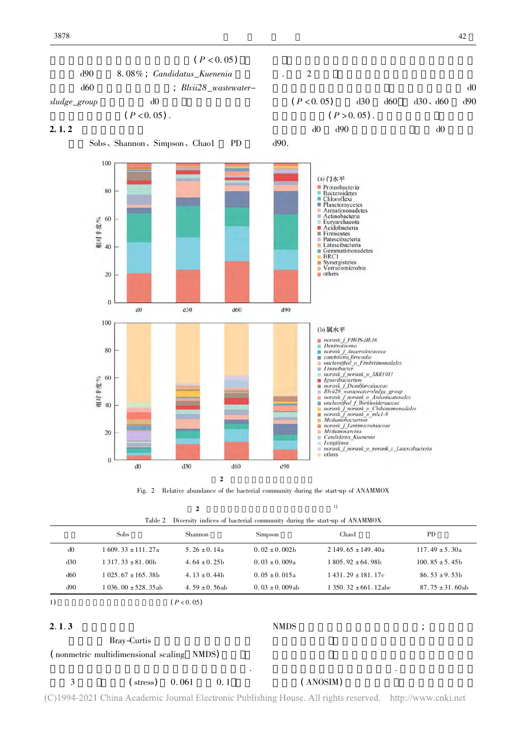(*P* < 0.05)

d90 8.08%; *Candidatus_Kuenenia*

d60 ; *Blvii28_wastewater-sludge_group* d0

(*P* < 0.05).

. 2

d0

(*P* < 0.05) d30 d60 d30、d60 d90

(*P* > 0.05).

d0 d90 d0

d90.

### 2.1.2

Sobs、Shannon、Simpson、Chao1 PD

(a) 门水平

Proteobacteria
Bacteroidetes
Chloroflexi
Planctomycetes
Armatimonadetes
Actinobacteria
Euryarchaeota
Acidobacteria
Firmicutes
Patescibacteria
Latescibacteria
Gemmatimonadetes
BRC1
Synergistetes
Verrucomicrobia
others

(b) 属水平

*norank_f_PHOS-HE36*
*Denitratisoma*
*norank_f_Anaerolineaceae*
*candidatus_Brocadia*
*unclassified_o_Fimbriimonadales*
*Limnobacter*
*norank_f_norank_o_SBR1031*
*Ignavibacterium*
*norank_f_Desulfarculaceae*
*Blvii28_wastewater-sludge_group*
*norank_f_norank_o_Ardenticatenales*
*unclassified_f_Burkholderiaceae*
*norank_f_norank_o_Chthonomonadales*
*norank_f_norank_o_mle1-8*
*Methanobacterium*
*norank_f_Lentimicrobiaceae*
*Methanosaeta*
*Candidatus_Kuenenia*
*Longilinea*
*norank_f_norank_o_norank_c_Latescibacteria*
others

相对丰度/%

d0 d30 d60 d90

2

Fig. 2 Relative abundance of the bacterial community during the start-up of ANAMMOX

2 [1)]

Table 2 Diversity indices of bacterial community during the start-up of ANAMMOX

| | Sobs | Shannon | Simpson | Chao1 | PD |
|---|---|---|---|---|---|
| d0 | 1 609.33 ± 111.27a | 5.26 ± 0.14a | 0.02 ± 0.002b | 2 149.65 ± 149.40a | 117.49 ± 5.30a |
| d30 | 1 317.33 ± 81.00b | 4.64 ± 0.25b | 0.03 ± 0.009a | 1 805.92 ± 64.98b | 100.85 ± 5.45b |
| d60 | 1 025.67 ± 165.38b | 4.13 ± 0.44b | 0.05 ± 0.015a | 1 431.29 ± 181.17c | 86.53 ± 9.53b |
| d90 | 1 036.00 ± 528.35ab | 4.59 ± 0.56ab | 0.03 ± 0.009ab | 1 350.32 ± 661.12abc | 87.75 ± 31.60ab |

1) (*P* < 0.05)

### 2.1.3

Bray-Curtis

(nonmetric multidimensional scaling, NMDS)

3 (stress) 0.061 0.1

NMDS ;

(ANOSIM)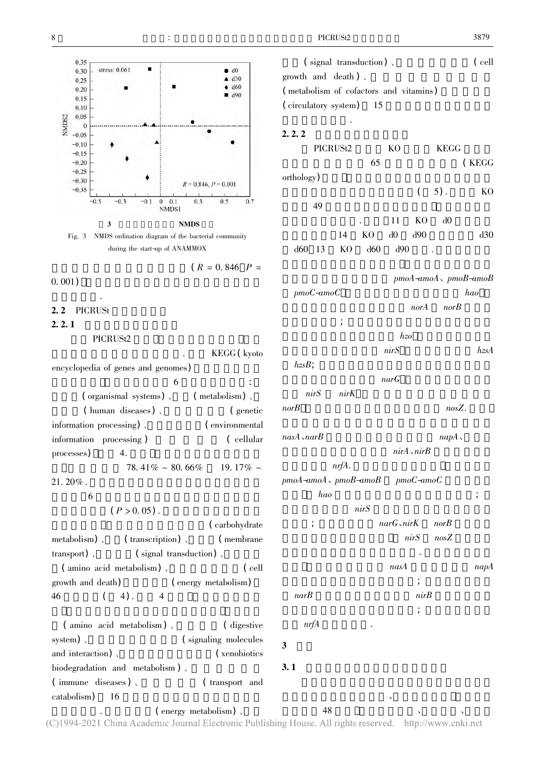3 NMDS

Fig. 3 NMDS ordination diagram of the bacterial community during the start-up of ANAMMOX

($R = 0.846$，$P = 0.001$)

.

## 2.2 PICRUSt

### 2.2.1

PICRUSt2 . KEGG (kyoto encyclopedia of genes and genomes) 6 : (organismal systems)、 (metabolism)、 (human diseases)、 (genetic information processing)、 (environmental information processing) (cellular processes) 4.

78.41% ~ 80.66% 19.17% ~ 21.20%.

6 ($P > 0.05$).

(carbohydrate metabolism)、 (transcription)、 (membrane transport)、 (signal transduction)、 (amino acid metabolism)、 (cell growth and death) (energy metabolism) 46 ( 4). 4

(amino acid metabolism)、 (digestive system)、 (signaling molecules and interaction)、 (xenobiotics biodegradation and metabolism)、 (immune diseases)、 (transport and catabolism) 16 . (energy metabolism)、 (signal transduction)、 (cell growth and death)、 (metabolism of cofactors and vitamins) (circulatory system) 15

.

### 2.2.2

PICRUSt2 KO KEGG 65 (KEGG orthology)

( 5). KO 49

. 11 KO d0 14 KO d0 d90 d30 d60 13 KO d60 d90 .

*pmoA-amoA*、*pmoB-amoB* *pmoC-amoC* *hao* *norA* *norB* ; *hzo* *nirS* *hzsA* *hzsB*; *narG* *nirS* *nirK* *norB* *nosZ*.

*nasA*、*narB* *napA*、 *nirA*、*nirB* *nrfA*. *pmoA-amoA*、*pmoB-amoB* *pmoC-amoC* *hao* ; *nirS* ; *narG*、*nirK* *norB* *nirS* *nosZ* . *nasA* *napA* ; *narB* *nirB* ; *nrfA* .

## 3

### 3.1

、 48 、 、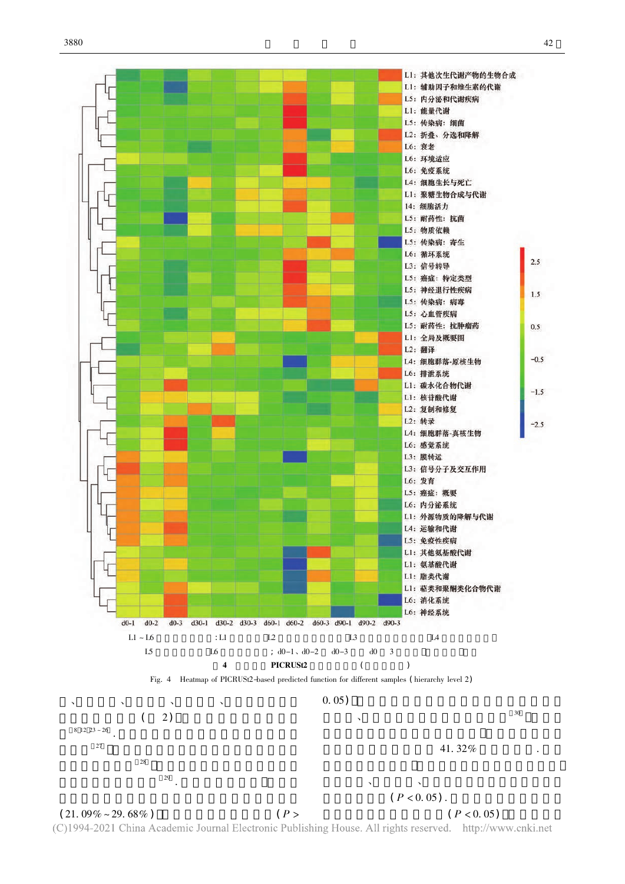L1：其他次生代谢产物的生物合成
L1：辅助因子和维生素的代谢
L5：内分泌和代谢疾病
L1：能量代谢
L5：传染病：细菌
L2：折叠、分选和降解
L6：衰老
L6：环境适应
L6：免疫系统
L4：细胞生长与死亡
L1：聚糖生物合成与代谢
14：细胞活力
L5：耐药性：抗菌
L5：物质依赖
L5：传染病：寄生
L6：循环系统
L3：信号转导
L5：癌症：特定类型
L5：神经退行性疾病
L5：传染病：病毒
L5：心血管疾病
L5：耐药性：抗肿瘤药
L1：全局及概要图
L2：翻译
L4：细胞群落-原核生物
L6：排泄系统
L1：碳水化合物代谢
L1：核苷酸代谢
L2：复制和修复
L2：转录
L4：细胞群落-真核生物
L6：感觉系统
L3：膜转运
L3：信号分子及交互作用
L6：发育
L5：癌症：概要
L6：内分泌系统
L1：外源物质的降解与代谢
L4：运输和代谢
L5：免疫性疾病
L1：其他氨基酸代谢
L1：氨基酸代谢
L1：脂类代谢
L1：萜类和聚酮类化合物代谢
L6：消化系统
L6：神经系统

d0-1 d0-2 d0-3 d30-1 d30-2 d30-3 d60-1 d60-2 d60-3 d90-1 d90-2 d90-3

L1 ~ L6 :L1 L2 L3 L4 L5 L6 ; d0-1、d0-2 d0-3 d0 3

图 4 PICRUSt2 ( )

Fig. 4 Heatmap of PICRUSt2-based predicted function for different samples (hierarchy level 2)

、 、 、 、 ( 2) [8,12,23 - 26]. [27] [28] [29]. (21.09% ~ 29.68%) (P > 0.05) 、 [30] 41.32% . 、 、 ($P < 0.05$). ($P < 0.05$)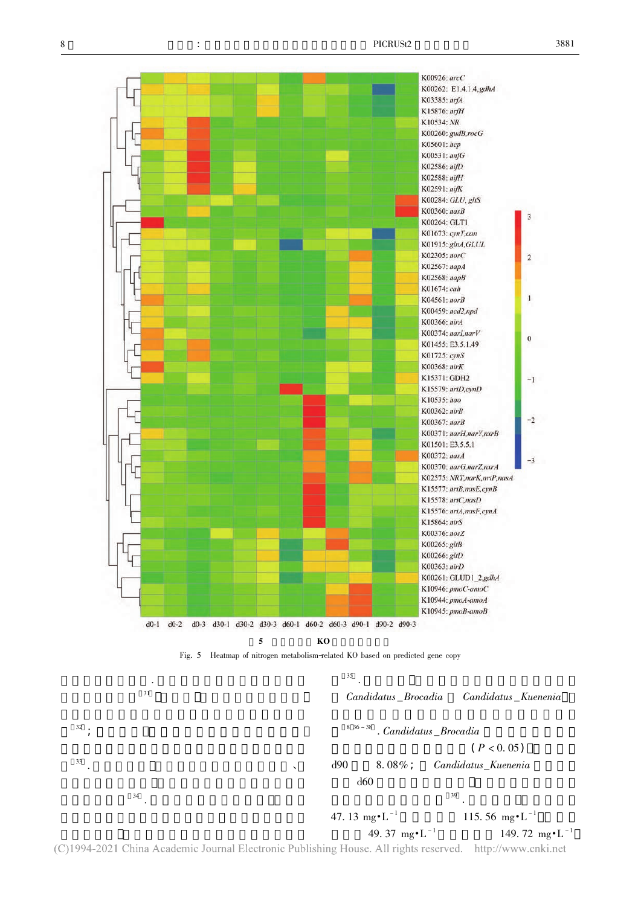图 5 KO

Fig. 5 Heatmap of nitrogen metabolism-related KO based on predicted gene copy

.[31]

[32];

[33]. 、

[34].

[35].

Candidatus_Brocadia Candidatus_Kuenenia

[8,36-38]. Candidatus_Brocadia

($P < 0.05$)

d90 8.08%; Candidatus_Kuenenia

d60

[39].

47.13 $mg \cdot L^{-1}$ 115.56 $mg \cdot L^{-1}$

49.37 $mg \cdot L^{-1}$ 149.72 $mg \cdot L^{-1}$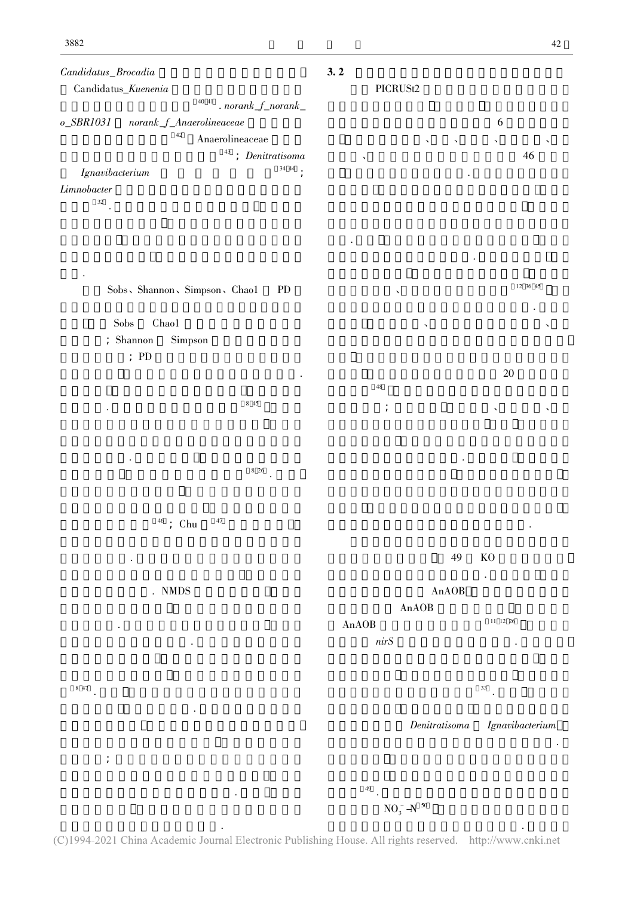*Candidatus_Brocadia*

Candidatus_*Kuenenia*

[40,41]. *norank_f_norank_o_SBR1031* *norank_f_Anaerolineaceae*

[42] Anaerolineaceae

[43]; *Denitratisoma*

*Ignavibacterium* [34,44];

*Limnobacter*

[32].

Sobs、Shannon、Simpson、Chao1 PD

Sobs Chao1

; Shannon Simpson

; PD

[8,45]

[8,26].

[46]; Chu [47]

NMDS

[8,47].

**3.2**

PICRUSt2

6

、、、、

46

[12,36,45]

、、

20

[48]

; 、、

49 KO

AnAOB

AnAOB

AnAOB [11,12,26]

*nirS*

[33].

*Denitratisoma* *Ignavibacterium*

[49].

$NO_3^-$-N [50]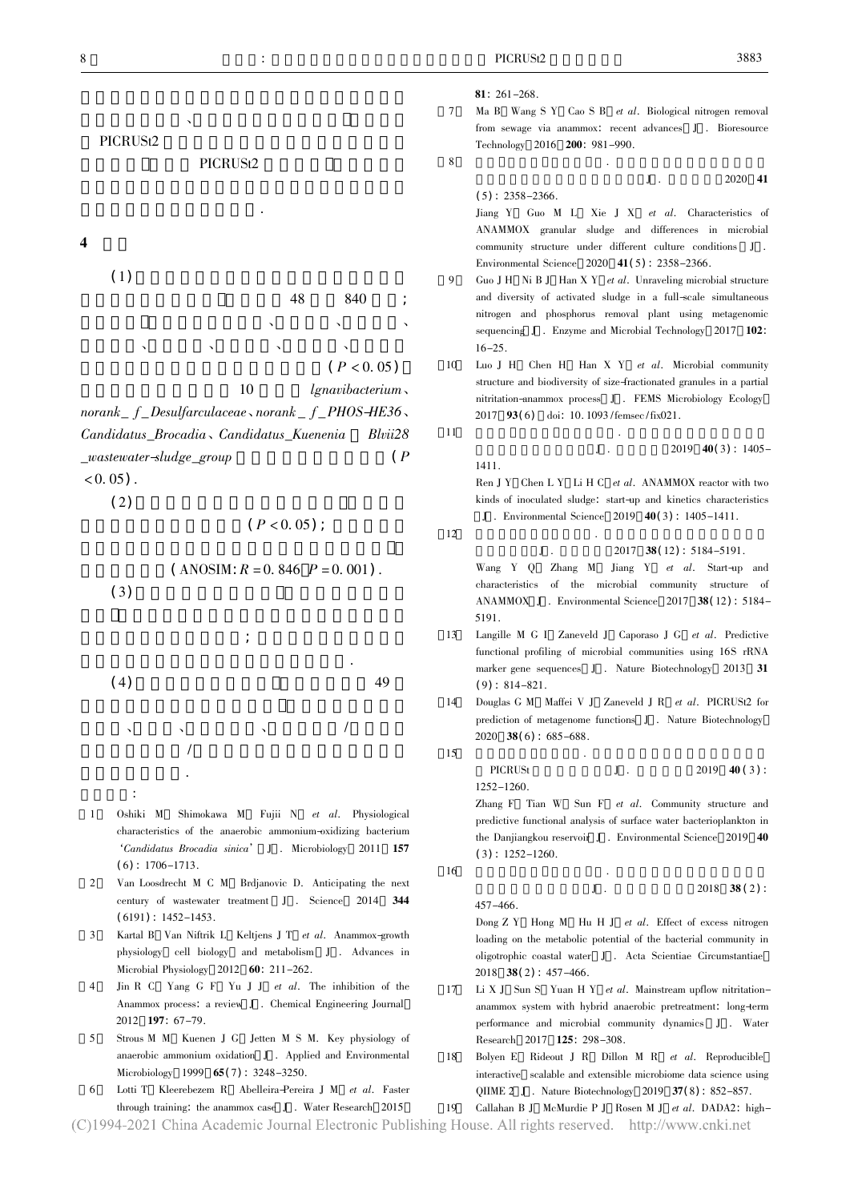PICRUSt2

PICRUSt2

.

## 4

(1) 48 840 ;

( $P < 0.05$ )

10 *lgnavibacterium*、*norank_ f_Desulfarculaceae*、*norank_ f_PHOS-HE36*、*Candidatus_Brocadia*、*Candidatus_Kuenenia* *Blvii28 _wastewater-sludge_group* ( $P < 0.05$ ).

(2) ( $P < 0.05$ );

( ANOSIM: $R = 0.846$ $P = 0.001$ ).

(3)

;

.

(4) 49

、 、 、 /

/

.

:

[1] Oshiki M, Shimokawa M, Fujii N, *et al*. Physiological characteristics of the anaerobic ammonium-oxidizing bacterium '*Candidatus Brocadia sinica*' [J]. Microbiology, 2011, **157** (6): 1706-1713.

[2] Van Loosdrecht M C M, Brdjanovic D. Anticipating the next century of wastewater treatment [J]. Science, 2014, **344** (6191): 1452-1453.

[3] Kartal B, Van Niftrik L, Keltjens J T, *et al*. Anammox-growth physiology, cell biology, and metabolism [J]. Advances in Microbial Physiology, 2012, **60**: 211-262.

[4] Jin R C, Yang G F, Yu J J, *et al*. The inhibition of the Anammox process: a review [J]. Chemical Engineering Journal, 2012, **197**: 67-79.

[5] Strous M M, Kuenen J G, Jetten M S M. Key physiology of anaerobic ammonium oxidation [J]. Applied and Environmental Microbiology, 1999, **65**(7): 3248-3250.

[6] Lotti T, Kleerebezem R, Abelleira-Pereira J M, *et al*. Faster through training: the anammox case [J]. Water Research, 2015, **81**: 261-268.

[7] Ma B, Wang S Y, Cao S B, *et al*. Biological nitrogen removal from sewage via anammox: recent advances [J]. Bioresource Technology, 2016, **200**: 981-990.

[8] . [J]. , 2020, **41** (5): 2358-2366.
Jiang Y, Guo M L, Xie J X, *et al*. Characteristics of ANAMMOX granular sludge and differences in microbial community structure under different culture conditions [J]. Environmental Science, 2020, **41**(5): 2358-2366.

[9] Guo J H, Ni B J, Han X Y, *et al*. Unraveling microbial structure and diversity of activated sludge in a full-scale simultaneous nitrogen and phosphorus removal plant using metagenomic sequencing [J]. Enzyme and Microbial Technology, 2017, **102**: 16-25.

[10] Luo J H, Chen H, Han X Y, *et al*. Microbial community structure and biodiversity of size-fractionated granules in a partial nitritation-anammox process [J]. FEMS Microbiology Ecology, 2017, **93**(6), doi: 10.1093/femsec/fix021.

[11] . [J]. , 2019, **40**(3): 1405-1411.
Ren J Y, Chen L Y, Li H C, *et al*. ANAMMOX reactor with two kinds of inoculated sludge: start-up and kinetics characteristics [J]. Environmental Science, 2019, **40**(3): 1405-1411.

[12] . [J]. , 2017, **38**(12): 5184-5191.
Wang Y Q, Zhang M, Jiang Y, *et al*. Start-up and characteristics of the microbial community structure of ANAMMOX [J]. Environmental Science, 2017, **38**(12): 5184-5191.

[13] Langille M G I, Zaneveld J, Caporaso J G, *et al*. Predictive functional profiling of microbial communities using 16S rRNA marker gene sequences [J]. Nature Biotechnology, 2013, **31** (9): 814-821.

[14] Douglas G M, Maffei V J, Zaneveld J R, *et al*. PICRUSt2 for prediction of metagenome functions [J]. Nature Biotechnology, 2020, **38**(6): 685-688.

[15] . PICRUSt [J]. , 2019, **40**(3): 1252-1260.
Zhang F, Tian W, Sun F, *et al*. Community structure and predictive functional analysis of surface water bacterioplankton in the Danjiangkou reservoir [J]. Environmental Science, 2019, **40** (3): 1252-1260.

[16] . [J]. , 2018, **38**(2): 457-466.
Dong Z Y, Hong M, Hu H J, *et al*. Effect of excess nitrogen loading on the metabolic potential of the bacterial community in oligotrophic coastal water [J]. Acta Scientiae Circumstantiae, 2018, **38**(2): 457-466.

[17] Li X J, Sun S, Yuan H Y, *et al*. Mainstream upflow nitritation-anammox system with hybrid anaerobic pretreatment: long-term performance and microbial community dynamics [J]. Water Research, 2017, **125**: 298-308.

[18] Bolyen E, Rideout J R, Dillon M R, *et al*. Reproducible, interactive, scalable and extensible microbiome data science using QIIME 2 [J]. Nature Biotechnology, 2019, **37**(8): 852-857.

[19] Callahan B J, McMurdie P J, Rosen M J, *et al*. DADA2: high-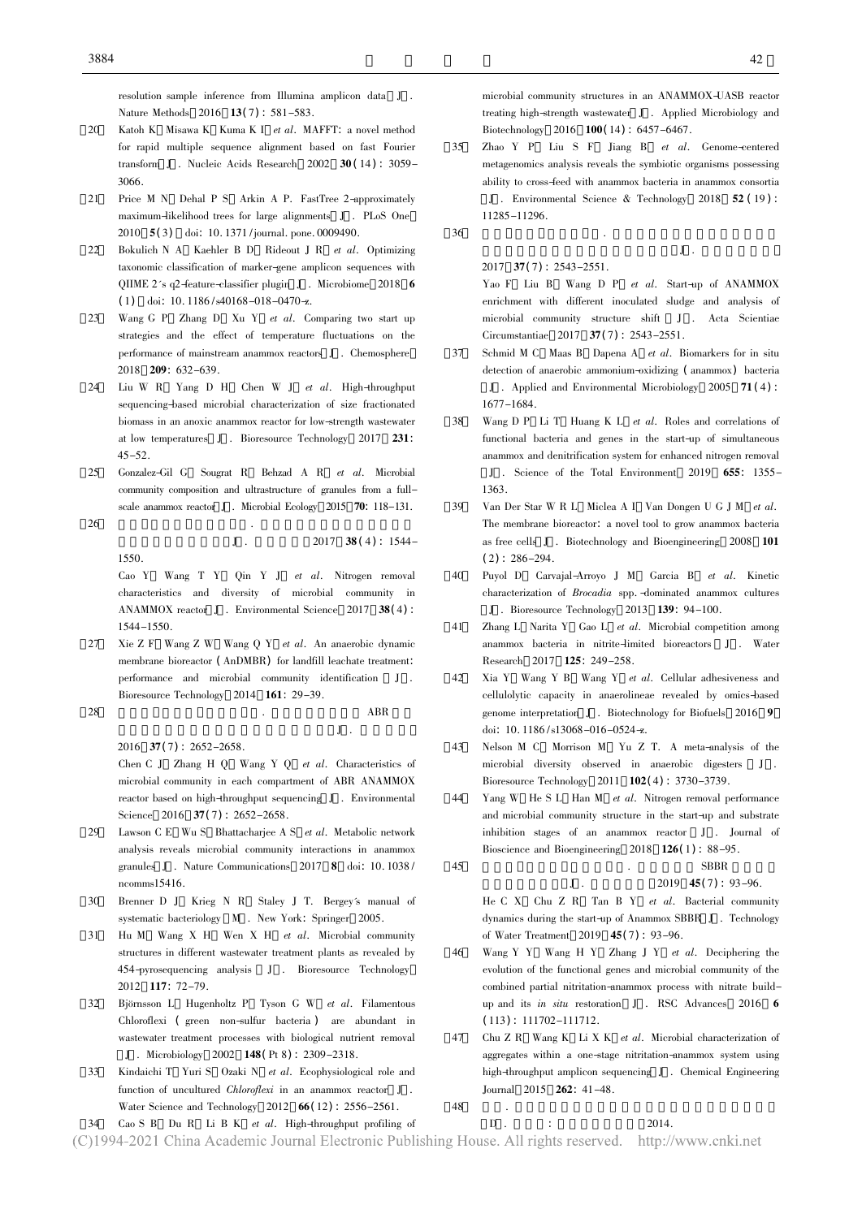resolution sample inference from Illumina amplicon data[J]. Nature Methods, 2016, **13**(7): 581-583.

[20] Katoh K, Misawa K, Kuma K I, *et al*. MAFFT: a novel method for rapid multiple sequence alignment based on fast Fourier transform[J]. Nucleic Acids Research, 2002, **30**(14): 3059-3066.

[21] Price M N, Dehal P S, Arkin A P. FastTree 2-approximately maximum-likelihood trees for large alignments[J]. PLoS One, 2010, **5**(3), doi: 10.1371/journal.pone.0009490.

[22] Bokulich N A, Kaehler B D, Rideout J R, *et al*. Optimizing taxonomic classification of marker-gene amplicon sequences with QIIME 2's q2-feature-classifier plugin[J]. Microbiome, 2018, **6**(1), doi: 10.1186/s40168-018-0470-z.

[23] Wang G P, Zhang D, Xu Y, *et al*. Comparing two start up strategies and the effect of temperature fluctuations on the performance of mainstream anammox reactors[J]. Chemosphere, 2018, **209**: 632-639.

[24] Liu W R, Yang D H, Chen W J, *et al*. High-throughput sequencing-based microbial characterization of size fractionated biomass in an anoxic anammox reactor for low-strength wastewater at low temperatures[J]. Bioresource Technology, 2017, **231**: 45-52.

[25] Gonzalez-Gil G, Sougrat R, Behzad A R, *et al*. Microbial community composition and ultrastructure of granules from a full-scale anammox reactor[J]. Microbial Ecology, 2015, **70**: 118-131.

[26] Cao Y, Wang T Y, Qin Y J, *et al*. Nitrogen removal characteristics and diversity of microbial community in ANAMMOX reactor[J]. Environmental Science, 2017, **38**(4): 1544-1550.

[27] Xie Z F, Wang Z W, Wang Q Y, *et al*. An anaerobic dynamic membrane bioreactor (AnDMBR) for landfill leachate treatment: performance and microbial community identification[J]. Bioresource Technology, 2014, **161**: 29-39.

[28] Chen C J, Zhang H Q, Wang Y Q, *et al*. Characteristics of microbial community in each compartment of ABR ANAMMOX reactor based on high-throughput sequencing[J]. Environmental Science, 2016, **37**(7): 2652-2658.

[29] Lawson C E, Wu S, Bhattacharjee A S, *et al*. Metabolic network analysis reveals microbial community interactions in anammox granules[J]. Nature Communications, 2017, **8**, doi: 10.1038/ncomms15416.

[30] Brenner D J, Krieg N R, Staley J T. Bergey's manual of systematic bacteriology[M]. New York: Springer, 2005.

[31] Hu M, Wang X H, Wen X H, *et al*. Microbial community structures in different wastewater treatment plants as revealed by 454-pyrosequencing analysis[J]. Bioresource Technology, 2012, **117**: 72-79.

[32] Björnsson L, Hugenholtz P, Tyson G W, *et al*. Filamentous Chloroflexi (green non-sulfur bacteria) are abundant in wastewater treatment processes with biological nutrient removal[J]. Microbiology, 2002, **148**(Pt 8): 2309-2318.

[33] Kindaichi T, Yuri S, Ozaki N, *et al*. Ecophysiological role and function of uncultured *Chloroflexi* in an anammox reactor[J]. Water Science and Technology, 2012, **66**(12): 2556-2561.

[34] Cao S B, Du R, Li B K, *et al*. High-throughput profiling of microbial community structures in an ANAMMOX-UASB reactor treating high-strength wastewater[J]. Applied Microbiology and Biotechnology, 2016, **100**(14): 6457-6467.

[35] Zhao Y P, Liu S F, Jiang B, *et al*. Genome-centered metagenomics analysis reveals the symbiotic organisms possessing ability to cross-feed with anammox bacteria in anammox consortia[J]. Environmental Science & Technology, 2018, **52**(19): 11285-11296.

[36] Yao F, Liu B, Wang D P, *et al*. Start-up of ANAMMOX enrichment with different inoculated sludge and analysis of microbial community structure shift[J]. Acta Scientiae Circumstantiae, 2017, **37**(7): 2543-2551.

[37] Schmid M C, Maas B, Dapena A, *et al*. Biomarkers for in situ detection of anaerobic ammonium-oxidizing (anammox) bacteria[J]. Applied and Environmental Microbiology, 2005, **71**(4): 1677-1684.

[38] Wang D P, Li T, Huang K L, *et al*. Roles and correlations of functional bacteria and genes in the start-up of simultaneous anammox and denitrification system for enhanced nitrogen removal[J]. Science of the Total Environment, 2019, **655**: 1355-1363.

[39] Van Der Star W R L, Miclea A I, Van Dongen U G J M, *et al*. The membrane bioreactor: a novel tool to grow anammox bacteria as free cells[J]. Biotechnology and Bioengineering, 2008, **101**(2): 286-294.

[40] Puyol D, Carvajal-Arroyo J M, Garcia B, *et al*. Kinetic characterization of *Brocadia* spp.-dominated anammox cultures[J]. Bioresource Technology, 2013, **139**: 94-100.

[41] Zhang L, Narita Y, Gao L, *et al*. Microbial competition among anammox bacteria in nitrite-limited bioreactors[J]. Water Research, 2017, **125**: 249-258.

[42] Xia Y, Wang Y B, Wang Y, *et al*. Cellular adhesiveness and cellulolytic capacity in anaerolineae revealed by omics-based genome interpretation[J]. Biotechnology for Biofuels, 2016, **9**, doi: 10.1186/s13068-016-0524-z.

[43] Nelson M C, Morrison M, Yu Z T. A meta-analysis of the microbial diversity observed in anaerobic digesters[J]. Bioresource Technology, 2011, **102**(4): 3730-3739.

[44] Yang W, He S L, Han M, *et al*. Nitrogen removal performance and microbial community structure in the start-up and substrate inhibition stages of an anammox reactor[J]. Journal of Bioscience and Bioengineering, 2018, **126**(1): 88-95.

[45] He C X, Chu Z R, Tan B Y, *et al*. Bacterial community dynamics during the start-up of Anammox SBBR[J]. Technology of Water Treatment, 2019, **45**(7): 93-96.

[46] Wang Y Y, Wang H Y, Zhang J Y, *et al*. Deciphering the evolution of the functional genes and microbial community of the combined partial nitritation-anammox process with nitrate build-up and its *in situ* restoration[J]. RSC Advances, 2016, **6**(113): 111702-111712.

[47] Chu Z R, Wang K, Li X K, *et al*. Microbial characterization of aggregates within a one-stage nitritation-anammox system using high-throughput amplicon sequencing[J]. Chemical Engineering Journal, 2015, **262**: 41-48.

[48] [D]. : 2014.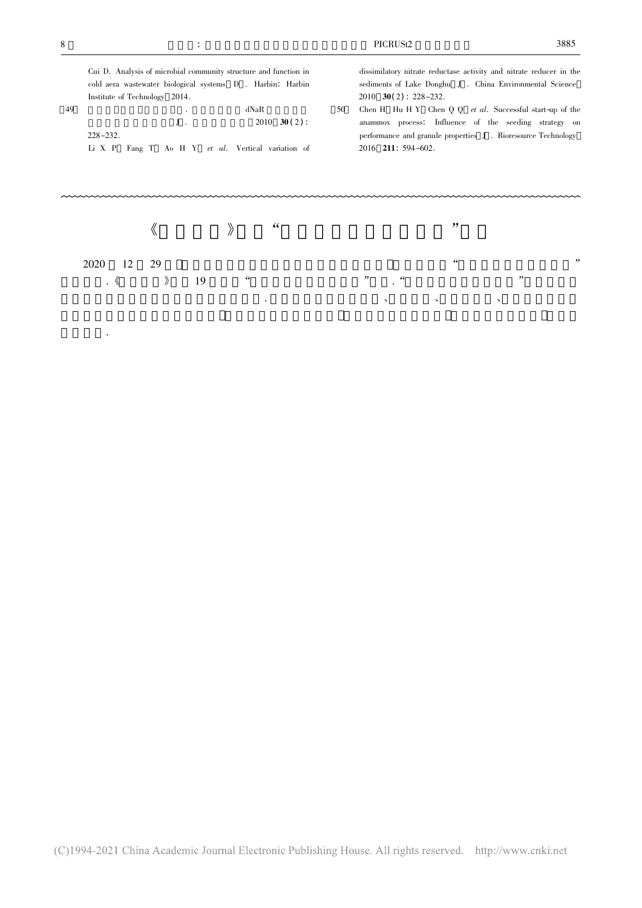Cui D. Analysis of microbial community structure and function in cold aera wastewater biological systems[D]. Harbin: Harbin Institute of Technology, 2014.

[49] . dNaR [J]. , 2010, **30**(2): 228-232.

Li X P, Fang T, Ao H Y, *et al*. Vertical variation of dissimilatory nitrate reductase activity and nitrate reducer in the sediments of Lake Donghu[J]. China Environmental Science, 2010, **30**(2): 228-232.

[50] Chen H, Hu H Y, Chen Q Q, *et al*. Successful start-up of the anammox process: Influence of the seeding strategy on performance and granule properties[J]. Bioresource Technology, 2016, **211**: 594-602.

# 《 》 “ ”

2020 12 29 “ ” .《 》 19 “ ” . “ ” . 、 、 、 .